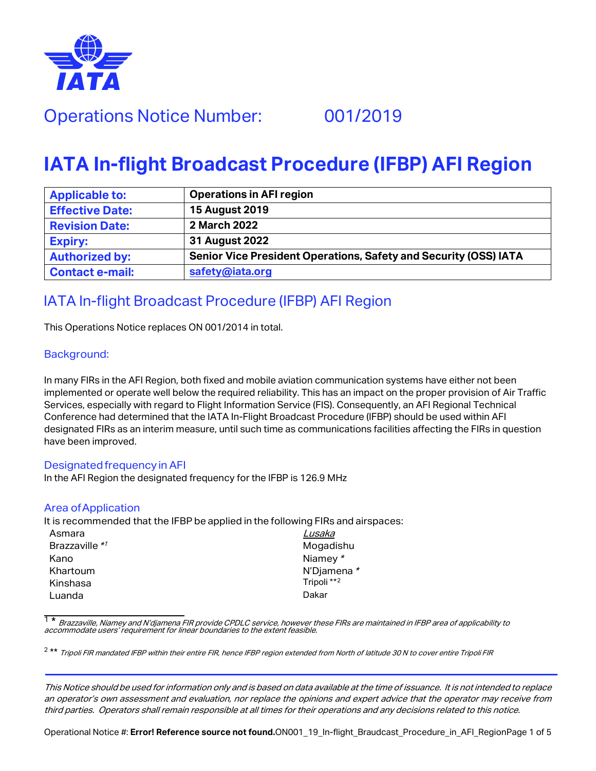# Operations Notice Number: 001/2019

# IATA In-flight Broadcast Procedure (IFBP) AFI Region

| **Applicable to:** | **Operations in AFI region** |
|---|---|
| **Effective Date:** | **15 August 2019** |
| **Revision Date:** | **2 March 2022** |
| **Expiry:** | **31 August 2022** |
| **Authorized by:** | **Senior Vice President Operations, Safety and Security (OSS) IATA** |
| **Contact e-mail:** | **safety@iata.org** |

## IATA In-flight Broadcast Procedure (IFBP) AFI Region

This Operations Notice replaces ON 001/2014 in total.

### Background:

In many FIRs in the AFI Region, both fixed and mobile aviation communication systems have either not been implemented or operate well below the required reliability. This has an impact on the proper provision of Air Traffic Services, especially with regard to Flight Information Service (FIS). Consequently, an AFI Regional Technical Conference had determined that the IATA In-Flight Broadcast Procedure (IFBP) should be used within AFI designated FIRs as an interim measure, until such time as communications facilities affecting the FIRs in question have been improved.

### Designated frequency in AFI

In the AFI Region the designated frequency for the IFBP is 126.9 MHz

### Area of Application

It is recommended that the IFBP be applied in the following FIRs and airspaces:

- Asmara
- Brazzaville *[1]
- Kano
- Khartoum
- Kinshasa
- Luanda
- *Lusaka*
- Mogadishu
- Niamey *
- N'Djamena *
- Tripoli **[2]
- Dakar

[1] * *Brazzaville, Niamey and N'djamena FIR provide CPDLC service, however these FIRs are maintained in IFBP area of applicability to accommodate users' requirement for linear boundaries to the extent feasible.*

[2] ** *Tripoli FIR mandated IFBP within their entire FIR, hence IFBP region extended from North of latitude 30 N to cover entire Tripoli FIR*

*This Notice should be used for information only and is based on data available at the time of issuance. It is not intended to replace an operator's own assessment and evaluation, nor replace the opinions and expert advice that the operator may receive from third parties. Operators shall remain responsible at all times for their operations and any decisions related to this notice.*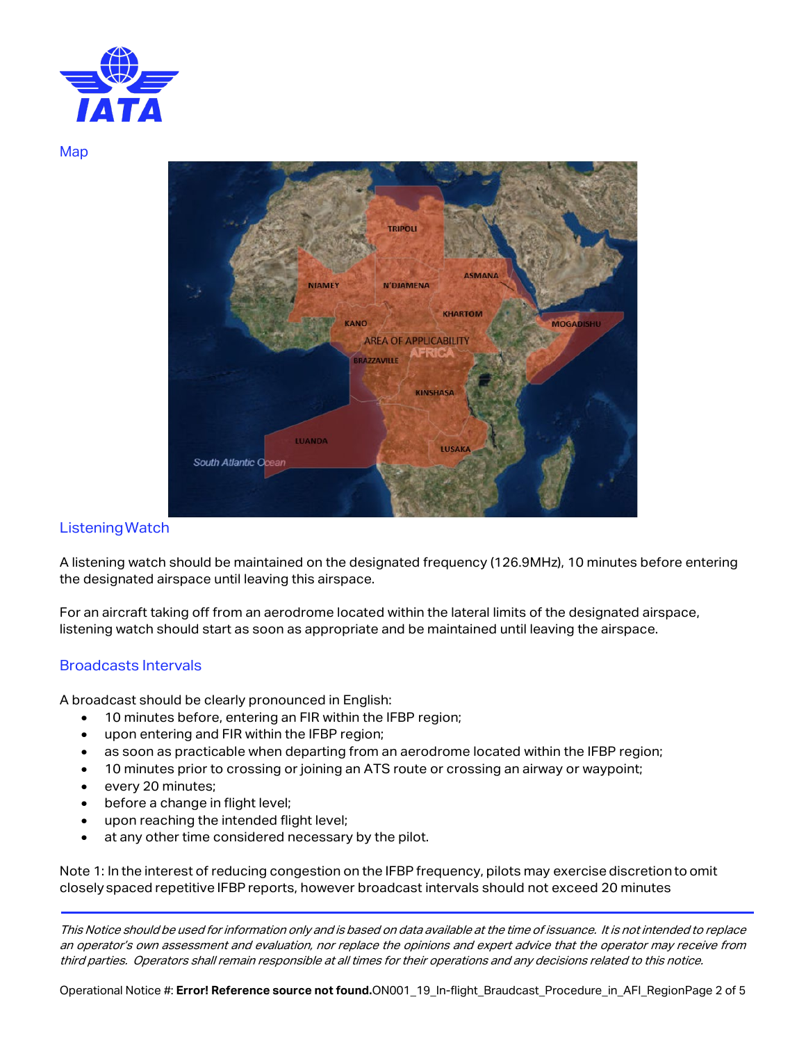## Map

## Listening Watch

A listening watch should be maintained on the designated frequency (126.9MHz), 10 minutes before entering the designated airspace until leaving this airspace.

For an aircraft taking off from an aerodrome located within the lateral limits of the designated airspace, listening watch should start as soon as appropriate and be maintained until leaving the airspace.

## Broadcasts Intervals

A broadcast should be clearly pronounced in English:

- 10 minutes before, entering an FIR within the IFBP region;
- upon entering and FIR within the IFBP region;
- as soon as practicable when departing from an aerodrome located within the IFBP region;
- 10 minutes prior to crossing or joining an ATS route or crossing an airway or waypoint;
- every 20 minutes;
- before a change in flight level;
- upon reaching the intended flight level;
- at any other time considered necessary by the pilot.

Note 1: In the interest of reducing congestion on the IFBP frequency, pilots may exercise discretion to omit closely spaced repetitive IFBP reports, however broadcast intervals should not exceed 20 minutes

*This Notice should be used for information only and is based on data available at the time of issuance. It is not intended to replace an operator's own assessment and evaluation, nor replace the opinions and expert advice that the operator may receive from third parties. Operators shall remain responsible at all times for their operations and any decisions related to this notice.*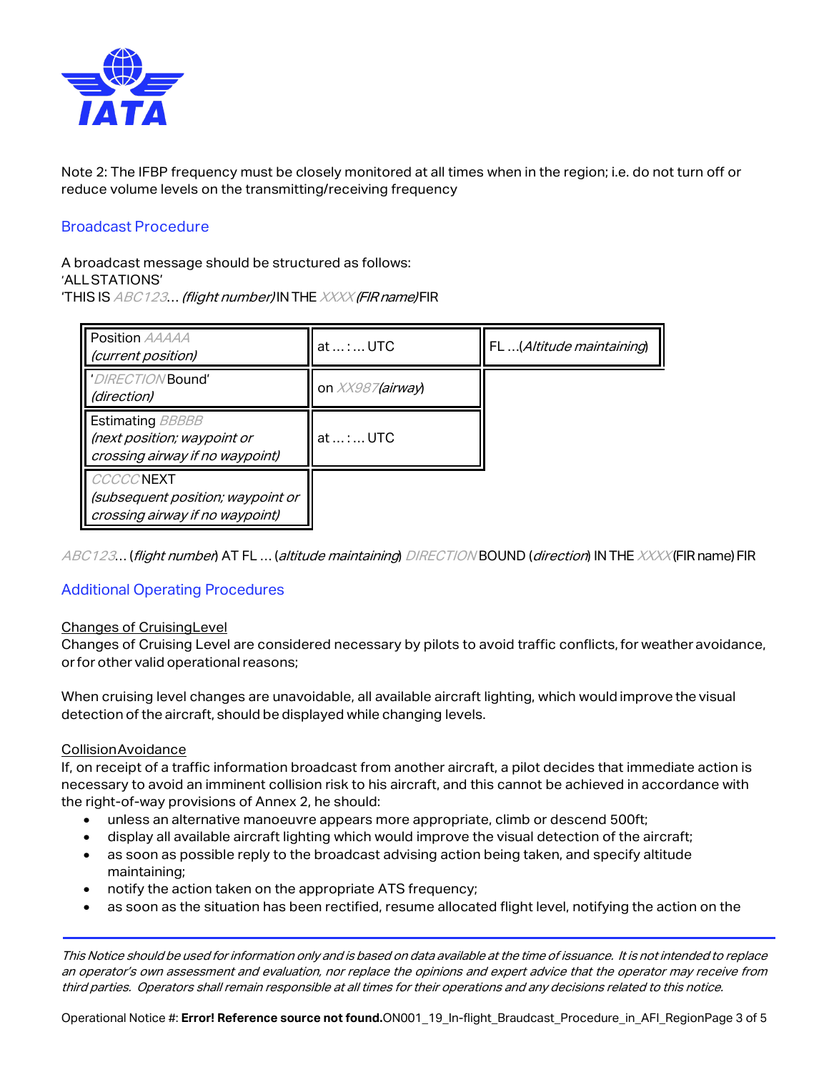Note 2: The IFBP frequency must be closely monitored at all times when in the region; i.e. do not turn off or reduce volume levels on the transmitting/receiving frequency

## Broadcast Procedure

A broadcast message should be structured as follows:
'ALL STATIONS'
'THIS IS ABC123… *(flight number)* IN THE XXXX *(FIR name)* FIR

| | | |
|---|---|---|
| Position AAAAA *(current position)* | at … : … UTC | FL …(*Altitude maintaining*) |
| 'DIRECTION Bound' *(direction)* | on XX987 *(airway)* | |
| Estimating BBBBB *(next position; waypoint or crossing airway if no waypoint)* | at … : … UTC | |
| CCCCC NEXT *(subsequent position; waypoint or crossing airway if no waypoint)* | | |

ABC123… (*flight number*) AT FL … (*altitude maintaining*) DIRECTION BOUND (*direction*) IN THE XXXX (FIR name) FIR

## Additional Operating Procedures

<u>Changes of Cruising Level</u>
Changes of Cruising Level are considered necessary by pilots to avoid traffic conflicts, for weather avoidance, or for other valid operational reasons;

When cruising level changes are unavoidable, all available aircraft lighting, which would improve the visual detection of the aircraft, should be displayed while changing levels.

<u>Collision Avoidance</u>
If, on receipt of a traffic information broadcast from another aircraft, a pilot decides that immediate action is necessary to avoid an imminent collision risk to his aircraft, and this cannot be achieved in accordance with the right-of-way provisions of Annex 2, he should:

- unless an alternative manoeuvre appears more appropriate, climb or descend 500ft;
- display all available aircraft lighting which would improve the visual detection of the aircraft;
- as soon as possible reply to the broadcast advising action being taken, and specify altitude maintaining;
- notify the action taken on the appropriate ATS frequency;
- as soon as the situation has been rectified, resume allocated flight level, notifying the action on the

*This Notice should be used for information only and is based on data available at the time of issuance. It is not intended to replace an operator's own assessment and evaluation, nor replace the opinions and expert advice that the operator may receive from third parties. Operators shall remain responsible at all times for their operations and any decisions related to this notice.*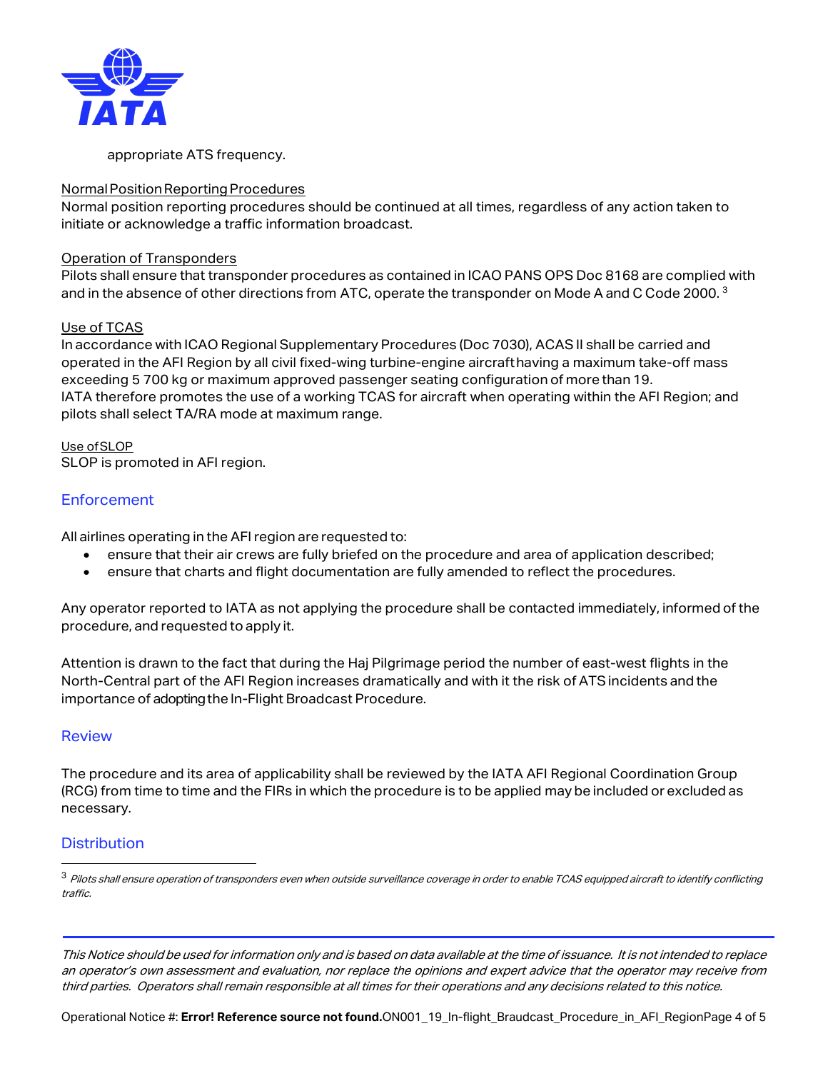appropriate ATS frequency.

Normal Position Reporting Procedures

Normal position reporting procedures should be continued at all times, regardless of any action taken to initiate or acknowledge a traffic information broadcast.

Operation of Transponders

Pilots shall ensure that transponder procedures as contained in ICAO PANS OPS Doc 8168 are complied with and in the absence of other directions from ATC, operate the transponder on Mode A and C Code 2000. [3]

Use of TCAS

In accordance with ICAO Regional Supplementary Procedures (Doc 7030), ACAS II shall be carried and operated in the AFI Region by all civil fixed-wing turbine-engine aircraft having a maximum take-off mass exceeding 5 700 kg or maximum approved passenger seating configuration of more than 19.
IATA therefore promotes the use of a working TCAS for aircraft when operating within the AFI Region; and pilots shall select TA/RA mode at maximum range.

Use of SLOP

SLOP is promoted in AFI region.

## Enforcement

All airlines operating in the AFI region are requested to:

- ensure that their air crews are fully briefed on the procedure and area of application described;
- ensure that charts and flight documentation are fully amended to reflect the procedures.

Any operator reported to IATA as not applying the procedure shall be contacted immediately, informed of the procedure, and requested to apply it.

Attention is drawn to the fact that during the Haj Pilgrimage period the number of east-west flights in the North-Central part of the AFI Region increases dramatically and with it the risk of ATS incidents and the importance of adopting the In-Flight Broadcast Procedure.

## Review

The procedure and its area of applicability shall be reviewed by the IATA AFI Regional Coordination Group (RCG) from time to time and the FIRs in which the procedure is to be applied may be included or excluded as necessary.

## Distribution

[3] *Pilots shall ensure operation of transponders even when outside surveillance coverage in order to enable TCAS equipped aircraft to identify conflicting traffic.*

*This Notice should be used for information only and is based on data available at the time of issuance. It is not intended to replace an operator's own assessment and evaluation, nor replace the opinions and expert advice that the operator may receive from third parties. Operators shall remain responsible at all times for their operations and any decisions related to this notice.*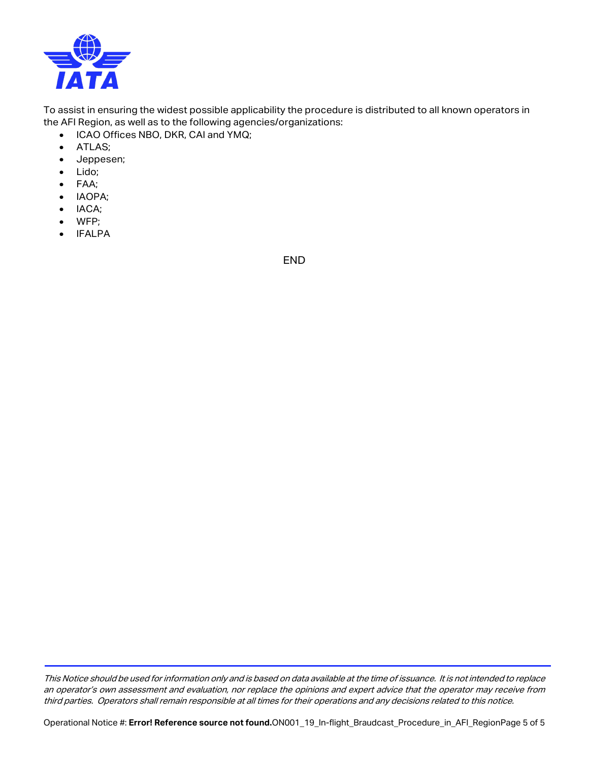To assist in ensuring the widest possible applicability the procedure is distributed to all known operators in the AFI Region, as well as to the following agencies/organizations:

- ICAO Offices NBO, DKR, CAI and YMQ;
- ATLAS;
- Jeppesen;
- Lido;
- FAA;
- IAOPA;
- IACA;
- WFP;
- IFALPA

END

*This Notice should be used for information only and is based on data available at the time of issuance. It is not intended to replace an operator's own assessment and evaluation, nor replace the opinions and expert advice that the operator may receive from third parties. Operators shall remain responsible at all times for their operations and any decisions related to this notice.*